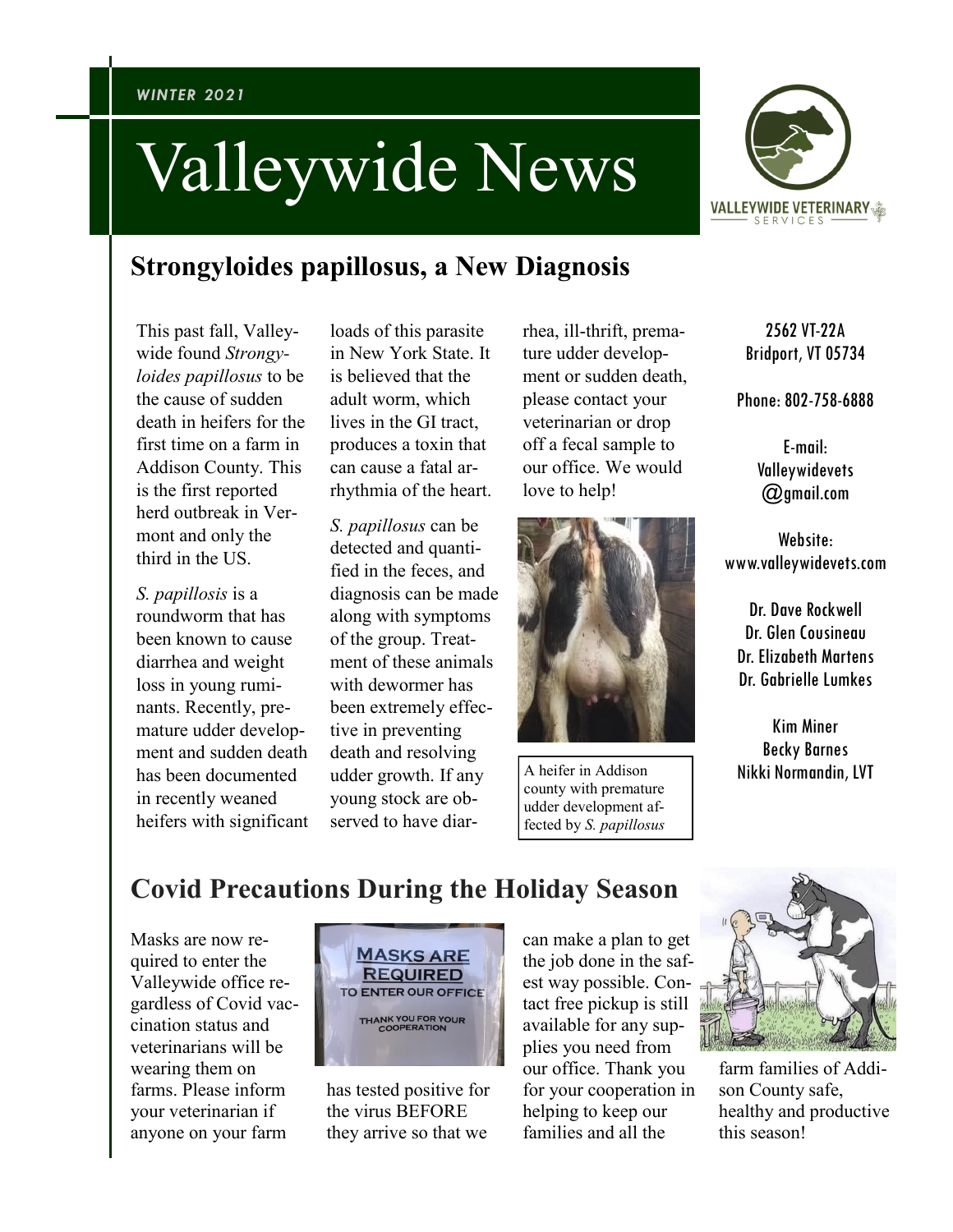*WINTER 2021*

# Valleywide News

## Strongyloides papillosus, a New Diagnosis

This past fall, Valleywide found *Strongyloides papillosus* to be the cause of sudden death in heifers for the first time on a farm in Addison County. This is the first reported herd outbreak in Vermont and only the third in the US.

*S. papillosis* is a roundworm that has been known to cause diarrhea and weight loss in young ruminants. Recently, premature udder development and sudden death has been documented in recently weaned heifers with significant loads of this parasite in New York State. It is believed that the adult worm, which lives in the GI tract, produces a toxin that can cause a fatal arrhythmia of the heart.

*S. papillosus* can be detected and quantified in the feces, and diagnosis can be made along with symptoms of the group. Treatment of these animals with dewormer has been extremely effective in preventing death and resolving udder growth. If any young stock are observed to have diarrhea, ill-thrift, premature udder development or sudden death, please contact your veterinarian or drop off a fecal sample to our office. We would love to help!

A heifer in Addison county with premature udder development affected by *S. papillosus*

2562 VT-22A
Bridport, VT 05734

Phone: 802-758-6888

E-mail:
Valleywidevets@gmail.com

Website:
www.valleywidevets.com

Dr. Dave Rockwell
Dr. Glen Cousineau
Dr. Elizabeth Martens
Dr. Gabrielle Lumkes

Kim Miner
Becky Barnes
Nikki Normandin, LVT

## Covid Precautions During the Holiday Season

Masks are now required to enter the Valleywide office regardless of Covid vaccination status and veterinarians will be wearing them on farms. Please inform your veterinarian if anyone on your farm has tested positive for the virus BEFORE they arrive so that we can make a plan to get the job done in the safest way possible. Contact free pickup is still available for any supplies you need from our office. Thank you for your cooperation in helping to keep our families and all the farm families of Addison County safe, healthy and productive this season!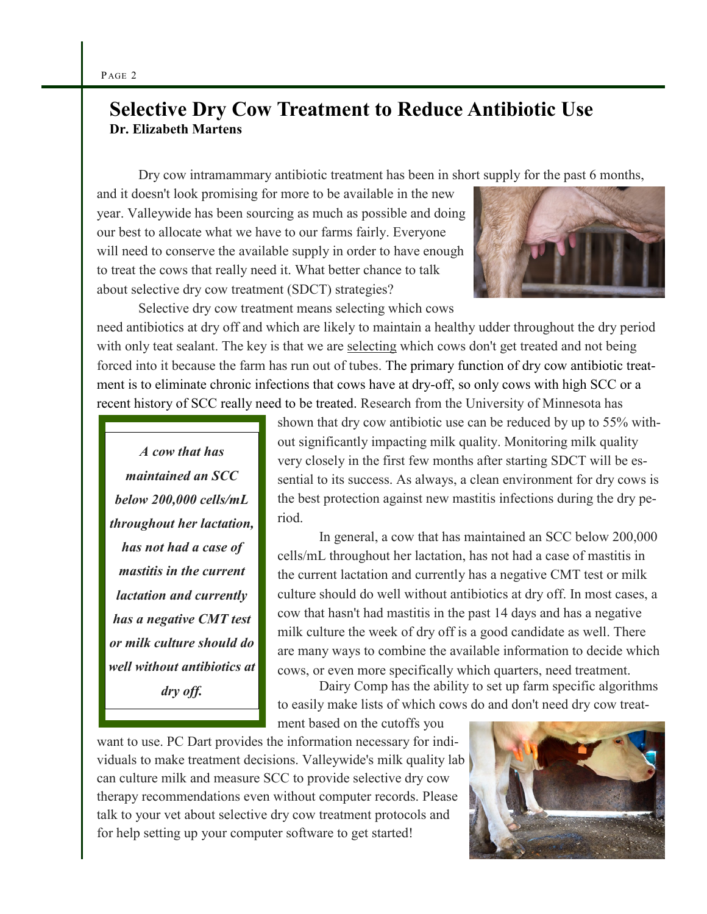# Selective Dry Cow Treatment to Reduce Antibiotic Use

**Dr. Elizabeth Martens**

Dry cow intramammary antibiotic treatment has been in short supply for the past 6 months, and it doesn't look promising for more to be available in the new year. Valleywide has been sourcing as much as possible and doing our best to allocate what we have to our farms fairly. Everyone will need to conserve the available supply in order to have enough to treat the cows that really need it. What better chance to talk about selective dry cow treatment (SDCT) strategies?

Selective dry cow treatment means selecting which cows need antibiotics at dry off and which are likely to maintain a healthy udder throughout the dry period with only teat sealant. The key is that we are selecting which cows don't get treated and not being forced into it because the farm has run out of tubes. The primary function of dry cow antibiotic treatment is to eliminate chronic infections that cows have at dry-off, so only cows with high SCC or a recent history of SCC really need to be treated. Research from the University of Minnesota has shown that dry cow antibiotic use can be reduced by up to 55% without significantly impacting milk quality. Monitoring milk quality very closely in the first few months after starting SDCT will be essential to its success. As always, a clean environment for dry cows is the best protection against new mastitis infections during the dry period.

> ***A cow that has maintained an SCC below 200,000 cells/mL throughout her lactation, has not had a case of mastitis in the current lactation and currently has a negative CMT test or milk culture should do well without antibiotics at dry off.***

In general, a cow that has maintained an SCC below 200,000 cells/mL throughout her lactation, has not had a case of mastitis in the current lactation and currently has a negative CMT test or milk culture should do well without antibiotics at dry off. In most cases, a cow that hasn't had mastitis in the past 14 days and has a negative milk culture the week of dry off is a good candidate as well. There are many ways to combine the available information to decide which cows, or even more specifically which quarters, need treatment.

Dairy Comp has the ability to set up farm specific algorithms to easily make lists of which cows do and don't need dry cow treatment based on the cutoffs you want to use. PC Dart provides the information necessary for individuals to make treatment decisions. Valleywide's milk quality lab can culture milk and measure SCC to provide selective dry cow therapy recommendations even without computer records. Please talk to your vet about selective dry cow treatment protocols and for help setting up your computer software to get started!